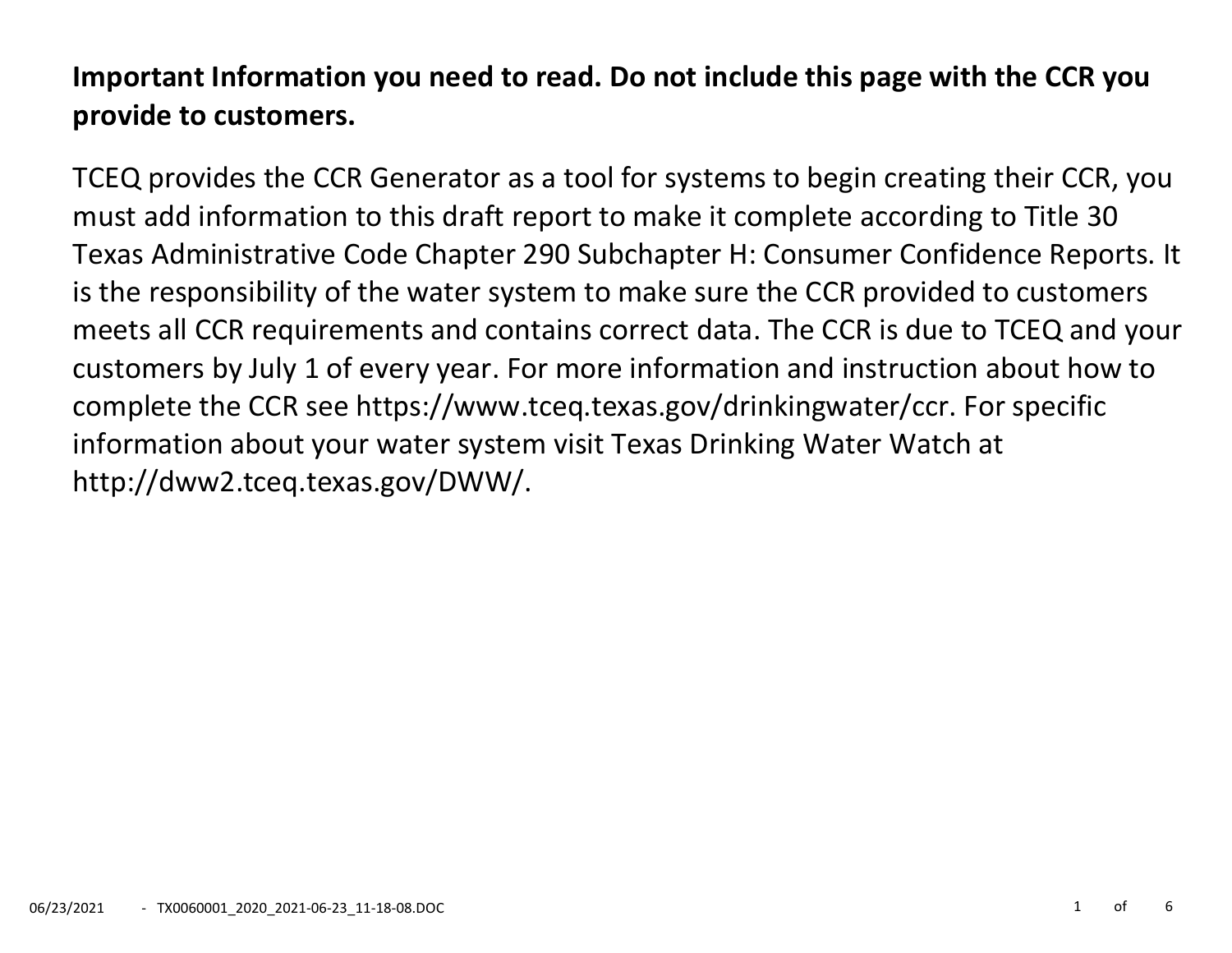**Important Information you need to read. Do not include this page with the CCR you provide to customers.**

TCEQ provides the CCR Generator as a tool for systems to begin creating their CCR, you must add information to this draft report to make it complete according to Title 30 Texas Administrative Code Chapter 290 Subchapter H: Consumer Confidence Reports. It is the responsibility of the water system to make sure the CCR provided to customers meets all CCR requirements and contains correct data. The CCR is due to TCEQ and your customers by July 1 of every year. For more information and instruction about how to complete the CCR see https://www.tceq.texas.gov/drinkingwater/ccr. For specific information about your water system visit Texas Drinking Water Watch at http://dww2.tceq.texas.gov/DWW/.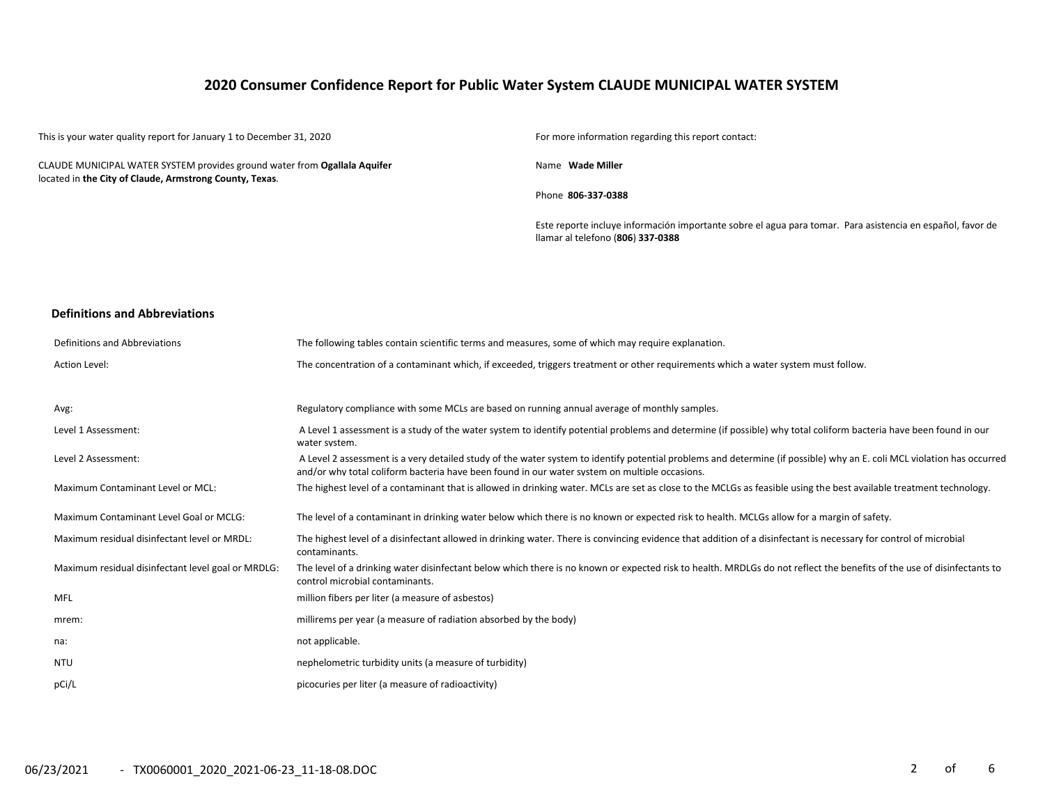# 2020 Consumer Confidence Report for Public Water System CLAUDE MUNICIPAL WATER SYSTEM

This is your water quality report for January 1 to December 31, 2020

CLAUDE MUNICIPAL WATER SYSTEM provides ground water from **Ogallala Aquifer** located in **the City of Claude, Armstrong County, Texas**.

For more information regarding this report contact:

Name **Wade Miller**

Phone **806-337-0388**

Este reporte incluye información importante sobre el agua para tomar. Para asistencia en español, favor de llamar al telefono (**806**) **337-0388**

## Definitions and Abbreviations

| Definitions and Abbreviations | The following tables contain scientific terms and measures, some of which may require explanation. |
|---|---|
| Action Level: | The concentration of a contaminant which, if exceeded, triggers treatment or other requirements which a water system must follow. |
| Avg: | Regulatory compliance with some MCLs are based on running annual average of monthly samples. |
| Level 1 Assessment: | A Level 1 assessment is a study of the water system to identify potential problems and determine (if possible) why total coliform bacteria have been found in our water system. |
| Level 2 Assessment: | A Level 2 assessment is a very detailed study of the water system to identify potential problems and determine (if possible) why an E. coli MCL violation has occurred and/or why total coliform bacteria have been found in our water system on multiple occasions. |
| Maximum Contaminant Level or MCL: | The highest level of a contaminant that is allowed in drinking water. MCLs are set as close to the MCLGs as feasible using the best available treatment technology. |
| Maximum Contaminant Level Goal or MCLG: | The level of a contaminant in drinking water below which there is no known or expected risk to health. MCLGs allow for a margin of safety. |
| Maximum residual disinfectant level or MRDL: | The highest level of a disinfectant allowed in drinking water. There is convincing evidence that addition of a disinfectant is necessary for control of microbial contaminants. |
| Maximum residual disinfectant level goal or MRDLG: | The level of a drinking water disinfectant below which there is no known or expected risk to health. MRDLGs do not reflect the benefits of the use of disinfectants to control microbial contaminants. |
| MFL | million fibers per liter (a measure of asbestos) |
| mrem: | millirems per year (a measure of radiation absorbed by the body) |
| na: | not applicable. |
| NTU | nephelometric turbidity units (a measure of turbidity) |
| pCi/L | picocuries per liter (a measure of radioactivity) |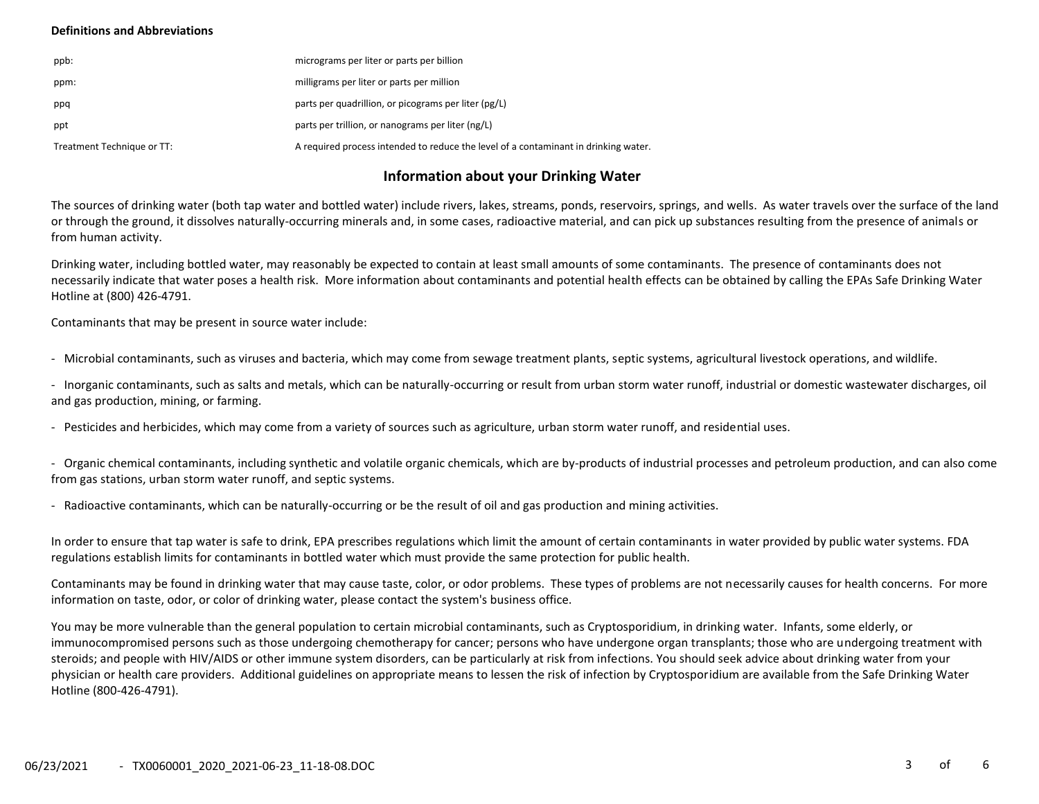**Definitions and Abbreviations**

| | |
|---|---|
| ppb: | micrograms per liter or parts per billion |
| ppm: | milligrams per liter or parts per million |
| ppq | parts per quadrillion, or picograms per liter (pg/L) |
| ppt | parts per trillion, or nanograms per liter (ng/L) |
| Treatment Technique or TT: | A required process intended to reduce the level of a contaminant in drinking water. |

## Information about your Drinking Water

The sources of drinking water (both tap water and bottled water) include rivers, lakes, streams, ponds, reservoirs, springs, and wells. As water travels over the surface of the land or through the ground, it dissolves naturally-occurring minerals and, in some cases, radioactive material, and can pick up substances resulting from the presence of animals or from human activity.

Drinking water, including bottled water, may reasonably be expected to contain at least small amounts of some contaminants. The presence of contaminants does not necessarily indicate that water poses a health risk. More information about contaminants and potential health effects can be obtained by calling the EPAs Safe Drinking Water Hotline at (800) 426-4791.

Contaminants that may be present in source water include:

- Microbial contaminants, such as viruses and bacteria, which may come from sewage treatment plants, septic systems, agricultural livestock operations, and wildlife.
- Inorganic contaminants, such as salts and metals, which can be naturally-occurring or result from urban storm water runoff, industrial or domestic wastewater discharges, oil and gas production, mining, or farming.
- Pesticides and herbicides, which may come from a variety of sources such as agriculture, urban storm water runoff, and residential uses.
- Organic chemical contaminants, including synthetic and volatile organic chemicals, which are by-products of industrial processes and petroleum production, and can also come from gas stations, urban storm water runoff, and septic systems.
- Radioactive contaminants, which can be naturally-occurring or be the result of oil and gas production and mining activities.

In order to ensure that tap water is safe to drink, EPA prescribes regulations which limit the amount of certain contaminants in water provided by public water systems. FDA regulations establish limits for contaminants in bottled water which must provide the same protection for public health.

Contaminants may be found in drinking water that may cause taste, color, or odor problems. These types of problems are not necessarily causes for health concerns. For more information on taste, odor, or color of drinking water, please contact the system's business office.

You may be more vulnerable than the general population to certain microbial contaminants, such as Cryptosporidium, in drinking water. Infants, some elderly, or immunocompromised persons such as those undergoing chemotherapy for cancer; persons who have undergone organ transplants; those who are undergoing treatment with steroids; and people with HIV/AIDS or other immune system disorders, can be particularly at risk from infections. You should seek advice about drinking water from your physician or health care providers. Additional guidelines on appropriate means to lessen the risk of infection by Cryptosporidium are available from the Safe Drinking Water Hotline (800-426-4791).

06/23/2021 - TX0060001_2020_2021-06-23_11-18-08.DOC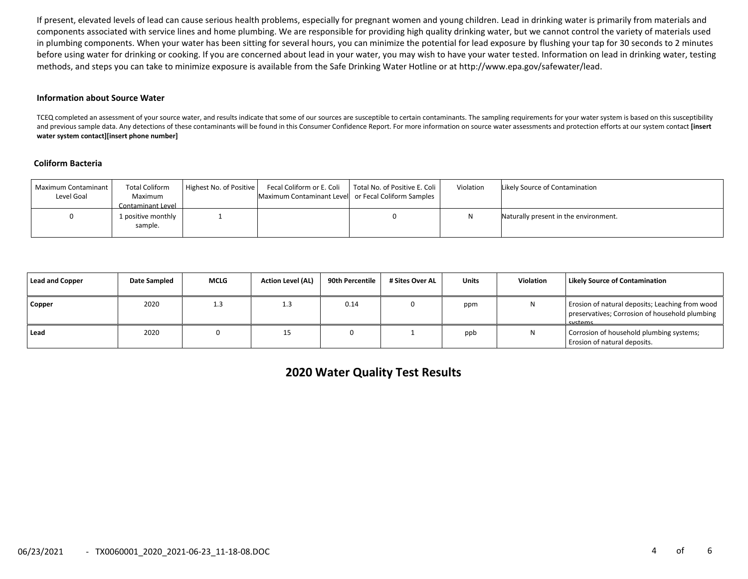If present, elevated levels of lead can cause serious health problems, especially for pregnant women and young children. Lead in drinking water is primarily from materials and components associated with service lines and home plumbing. We are responsible for providing high quality drinking water, but we cannot control the variety of materials used in plumbing components. When your water has been sitting for several hours, you can minimize the potential for lead exposure by flushing your tap for 30 seconds to 2 minutes before using water for drinking or cooking. If you are concerned about lead in your water, you may wish to have your water tested. Information on lead in drinking water, testing methods, and steps you can take to minimize exposure is available from the Safe Drinking Water Hotline or at http://www.epa.gov/safewater/lead.

### Information about Source Water

TCEQ completed an assessment of your source water, and results indicate that some of our sources are susceptible to certain contaminants. The sampling requirements for your water system is based on this susceptibility and previous sample data. Any detections of these contaminants will be found in this Consumer Confidence Report. For more information on source water assessments and protection efforts at our system contact **[insert water system contact][insert phone number]**

### Coliform Bacteria

| Maximum Contaminant Level Goal | Total Coliform Maximum Contaminant Level | Highest No. of Positive | Fecal Coliform or E. Coli Maximum Contaminant Level | Total No. of Positive E. Coli or Fecal Coliform Samples | Violation | Likely Source of Contamination |
|---|---|---|---|---|---|---|
| 0 | 1 positive monthly sample. | 1 | | 0 | N | Naturally present in the environment. |

| Lead and Copper | Date Sampled | MCLG | Action Level (AL) | 90th Percentile | # Sites Over AL | Units | Violation | Likely Source of Contamination |
|---|---|---|---|---|---|---|---|---|
| **Copper** | 2020 | 1.3 | 1.3 | 0.14 | 0 | ppm | N | Erosion of natural deposits; Leaching from wood preservatives; Corrosion of household plumbing systems. |
| **Lead** | 2020 | 0 | 15 | 0 | 1 | ppb | N | Corrosion of household plumbing systems; Erosion of natural deposits. |

## 2020 Water Quality Test Results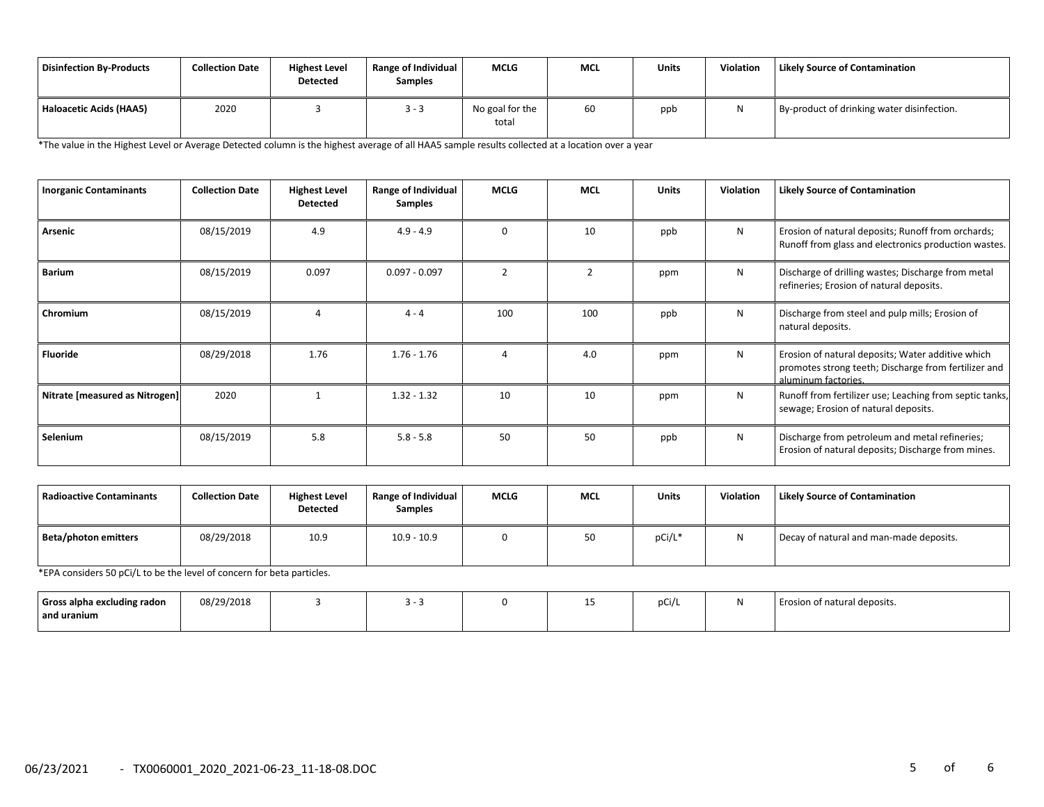| Disinfection By-Products | Collection Date | Highest Level Detected | Range of Individual Samples | MCLG | MCL | Units | Violation | Likely Source of Contamination |
|---|---|---|---|---|---|---|---|---|
| Haloacetic Acids (HAA5) | 2020 | 3 | 3 - 3 | No goal for the total | 60 | ppb | N | By-product of drinking water disinfection. |

*The value in the Highest Level or Average Detected column is the highest average of all HAA5 sample results collected at a location over a year

| Inorganic Contaminants | Collection Date | Highest Level Detected | Range of Individual Samples | MCLG | MCL | Units | Violation | Likely Source of Contamination |
|---|---|---|---|---|---|---|---|---|
| Arsenic | 08/15/2019 | 4.9 | 4.9 - 4.9 | 0 | 10 | ppb | N | Erosion of natural deposits; Runoff from orchards; Runoff from glass and electronics production wastes. |
| Barium | 08/15/2019 | 0.097 | 0.097 - 0.097 | 2 | 2 | ppm | N | Discharge of drilling wastes; Discharge from metal refineries; Erosion of natural deposits. |
| Chromium | 08/15/2019 | 4 | 4 - 4 | 100 | 100 | ppb | N | Discharge from steel and pulp mills; Erosion of natural deposits. |
| Fluoride | 08/29/2018 | 1.76 | 1.76 - 1.76 | 4 | 4.0 | ppm | N | Erosion of natural deposits; Water additive which promotes strong teeth; Discharge from fertilizer and aluminum factories. |
| Nitrate [measured as Nitrogen] | 2020 | 1 | 1.32 - 1.32 | 10 | 10 | ppm | N | Runoff from fertilizer use; Leaching from septic tanks, sewage; Erosion of natural deposits. |
| Selenium | 08/15/2019 | 5.8 | 5.8 - 5.8 | 50 | 50 | ppb | N | Discharge from petroleum and metal refineries; Erosion of natural deposits; Discharge from mines. |

| Radioactive Contaminants | Collection Date | Highest Level Detected | Range of Individual Samples | MCLG | MCL | Units | Violation | Likely Source of Contamination |
|---|---|---|---|---|---|---|---|---|
| Beta/photon emitters | 08/29/2018 | 10.9 | 10.9 - 10.9 | 0 | 50 | pCi/L* | N | Decay of natural and man-made deposits. |
| Gross alpha excluding radon and uranium | 08/29/2018 | 3 | 3 - 3 | 0 | 15 | pCi/L | N | Erosion of natural deposits. |

*EPA considers 50 pCi/L to be the level of concern for beta particles.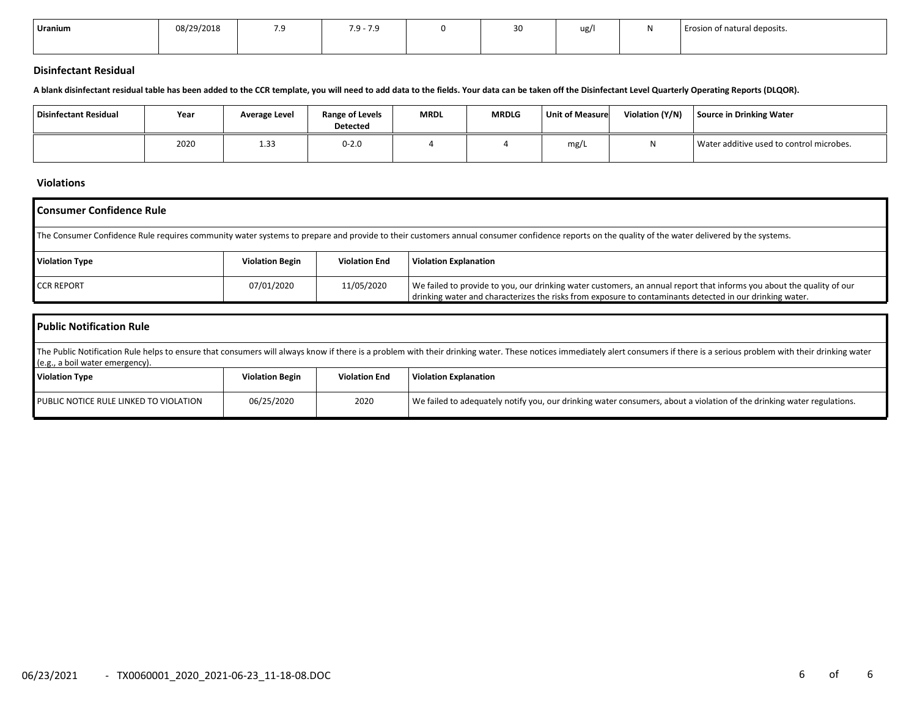| | | | | | | | | |
|---|---|---|---|---|---|---|---|---|
| **Uranium** | 08/29/2018 | 7.9 | 7.9 - 7.9 | 0 | 30 | ug/l | N | Erosion of natural deposits. |

### Disinfectant Residual

**A blank disinfectant residual table has been added to the CCR template, you will need to add data to the fields. Your data can be taken off the Disinfectant Level Quarterly Operating Reports (DLQOR).**

| Disinfectant Residual | Year | Average Level | Range of Levels Detected | MRDL | MRDLG | Unit of Measure | Violation (Y/N) | Source in Drinking Water |
|---|---|---|---|---|---|---|---|---|
| | 2020 | 1.33 | 0-2.0 | 4 | 4 | mg/L | N | Water additive used to control microbes. |

### Violations

**Consumer Confidence Rule**

The Consumer Confidence Rule requires community water systems to prepare and provide to their customers annual consumer confidence reports on the quality of the water delivered by the systems.

| Violation Type | Violation Begin | Violation End | Violation Explanation |
|---|---|---|---|
| CCR REPORT | 07/01/2020 | 11/05/2020 | We failed to provide to you, our drinking water customers, an annual report that informs you about the quality of our drinking water and characterizes the risks from exposure to contaminants detected in our drinking water. |

**Public Notification Rule**

The Public Notification Rule helps to ensure that consumers will always know if there is a problem with their drinking water. These notices immediately alert consumers if there is a serious problem with their drinking water (e.g., a boil water emergency).

| Violation Type | Violation Begin | Violation End | Violation Explanation |
|---|---|---|---|
| PUBLIC NOTICE RULE LINKED TO VIOLATION | 06/25/2020 | 2020 | We failed to adequately notify you, our drinking water consumers, about a violation of the drinking water regulations. |